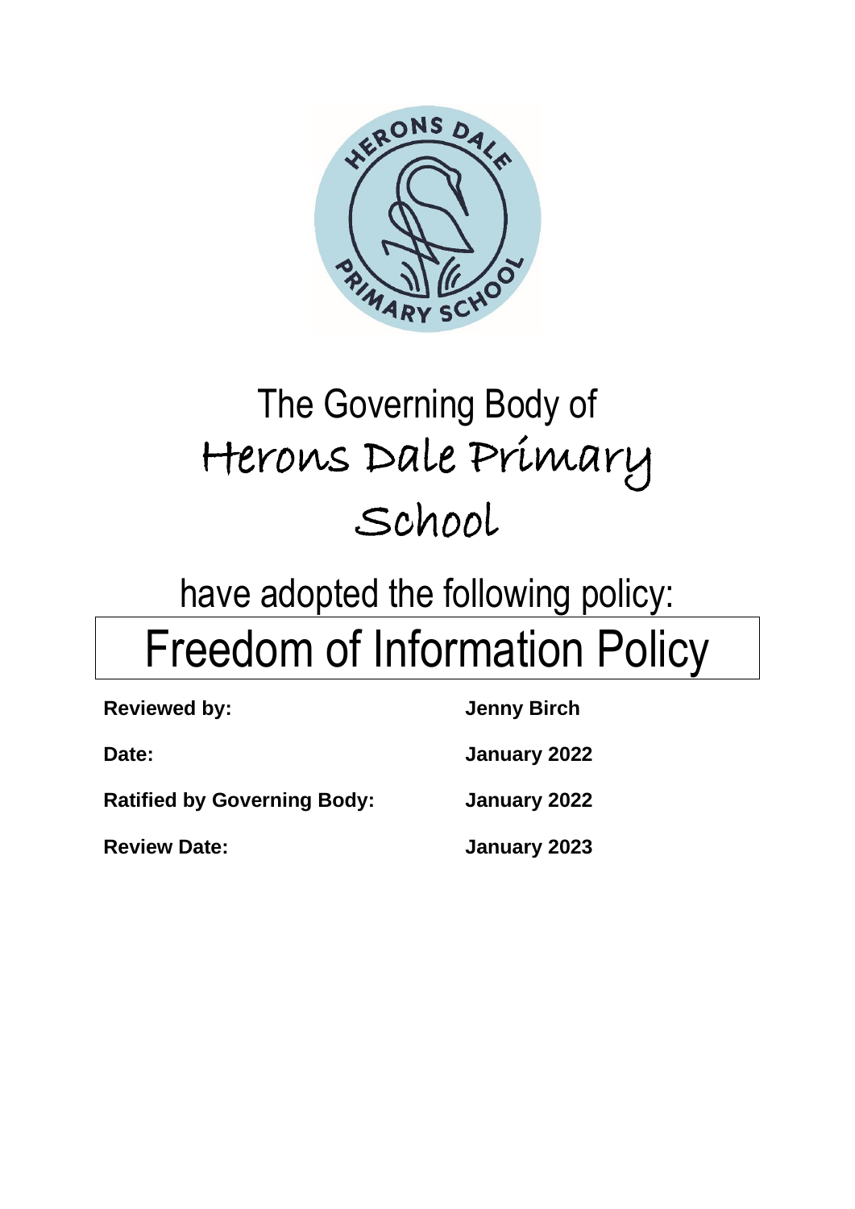The Governing Body of

Herons Dale Primary School

have adopted the following policy:

# Freedom of Information Policy

| | |
|---|---|
| **Reviewed by:** | **Jenny Birch** |
| **Date:** | **January 2022** |
| **Ratified by Governing Body:** | **January 2022** |
| **Review Date:** | **January 2023** |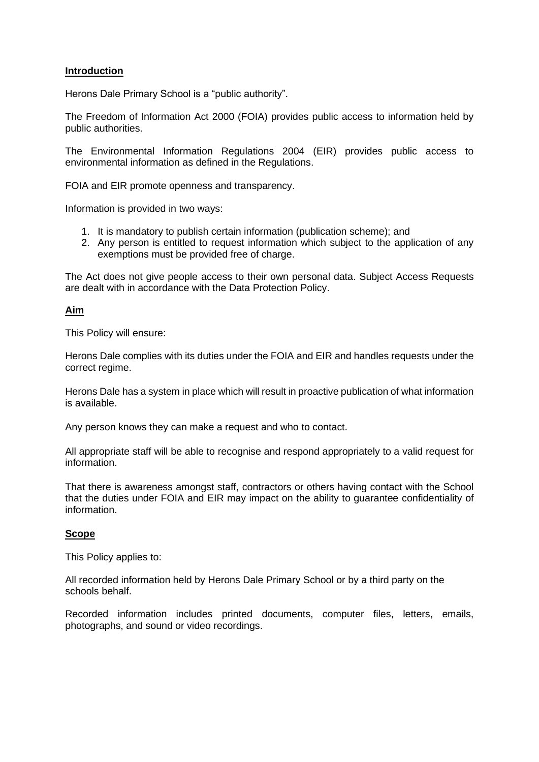## Introduction

Herons Dale Primary School is a "public authority".

The Freedom of Information Act 2000 (FOIA) provides public access to information held by public authorities.

The Environmental Information Regulations 2004 (EIR) provides public access to environmental information as defined in the Regulations.

FOIA and EIR promote openness and transparency.

Information is provided in two ways:

1. It is mandatory to publish certain information (publication scheme); and
2. Any person is entitled to request information which subject to the application of any exemptions must be provided free of charge.

The Act does not give people access to their own personal data. Subject Access Requests are dealt with in accordance with the Data Protection Policy.

## Aim

This Policy will ensure:

Herons Dale complies with its duties under the FOIA and EIR and handles requests under the correct regime.

Herons Dale has a system in place which will result in proactive publication of what information is available.

Any person knows they can make a request and who to contact.

All appropriate staff will be able to recognise and respond appropriately to a valid request for information.

That there is awareness amongst staff, contractors or others having contact with the School that the duties under FOIA and EIR may impact on the ability to guarantee confidentiality of information.

## Scope

This Policy applies to:

All recorded information held by Herons Dale Primary School or by a third party on the schools behalf.

Recorded information includes printed documents, computer files, letters, emails, photographs, and sound or video recordings.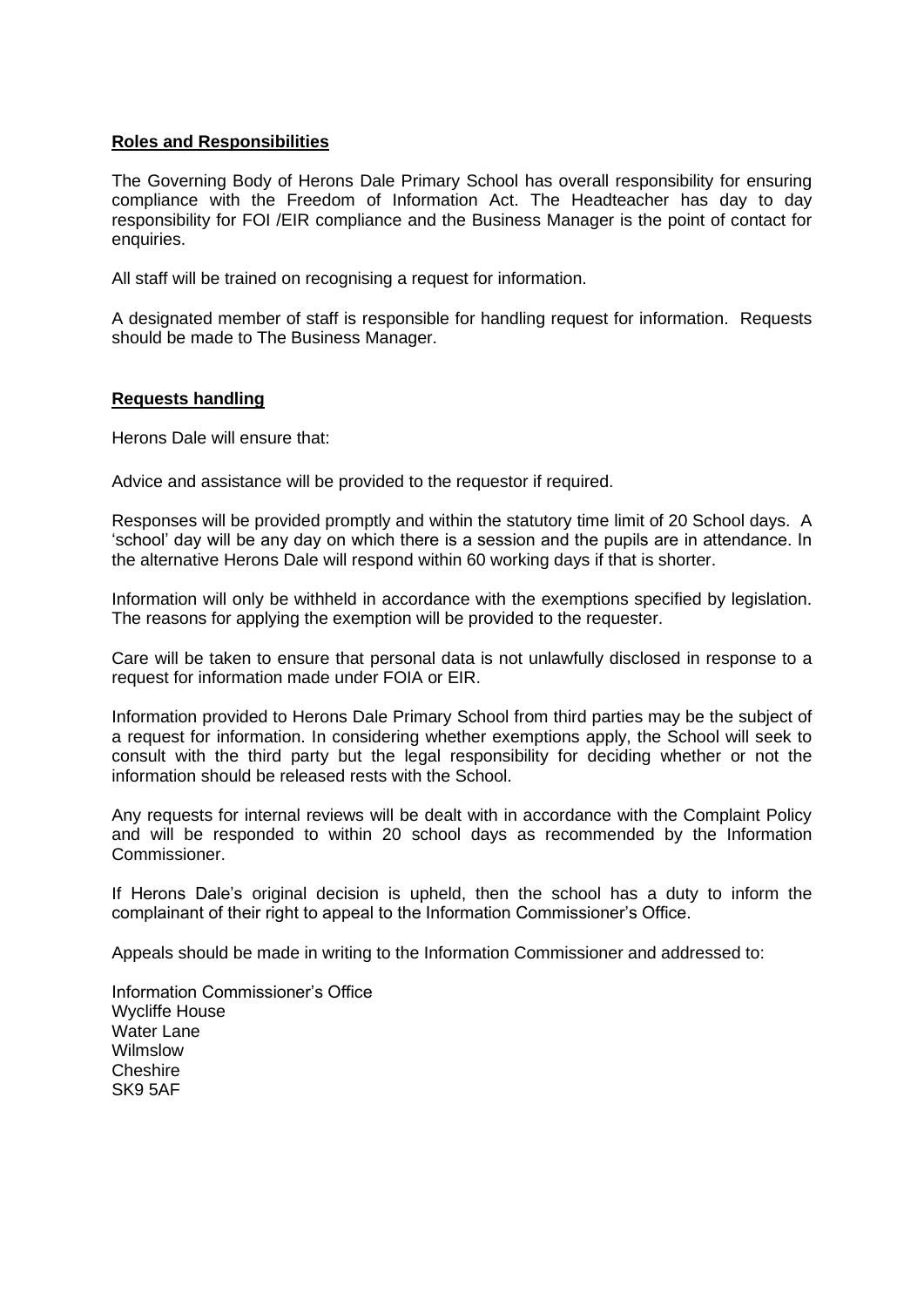## **Roles and Responsibilities**

The Governing Body of Herons Dale Primary School has overall responsibility for ensuring compliance with the Freedom of Information Act. The Headteacher has day to day responsibility for FOI /EIR compliance and the Business Manager is the point of contact for enquiries.

All staff will be trained on recognising a request for information.

A designated member of staff is responsible for handling request for information. Requests should be made to The Business Manager.

## **Requests handling**

Herons Dale will ensure that:

Advice and assistance will be provided to the requestor if required.

Responses will be provided promptly and within the statutory time limit of 20 School days. A 'school' day will be any day on which there is a session and the pupils are in attendance. In the alternative Herons Dale will respond within 60 working days if that is shorter.

Information will only be withheld in accordance with the exemptions specified by legislation. The reasons for applying the exemption will be provided to the requester.

Care will be taken to ensure that personal data is not unlawfully disclosed in response to a request for information made under FOIA or EIR.

Information provided to Herons Dale Primary School from third parties may be the subject of a request for information. In considering whether exemptions apply, the School will seek to consult with the third party but the legal responsibility for deciding whether or not the information should be released rests with the School.

Any requests for internal reviews will be dealt with in accordance with the Complaint Policy and will be responded to within 20 school days as recommended by the Information Commissioner.

If Herons Dale's original decision is upheld, then the school has a duty to inform the complainant of their right to appeal to the Information Commissioner's Office.

Appeals should be made in writing to the Information Commissioner and addressed to:

Information Commissioner's Office
Wycliffe House
Water Lane
Wilmslow
Cheshire
SK9 5AF